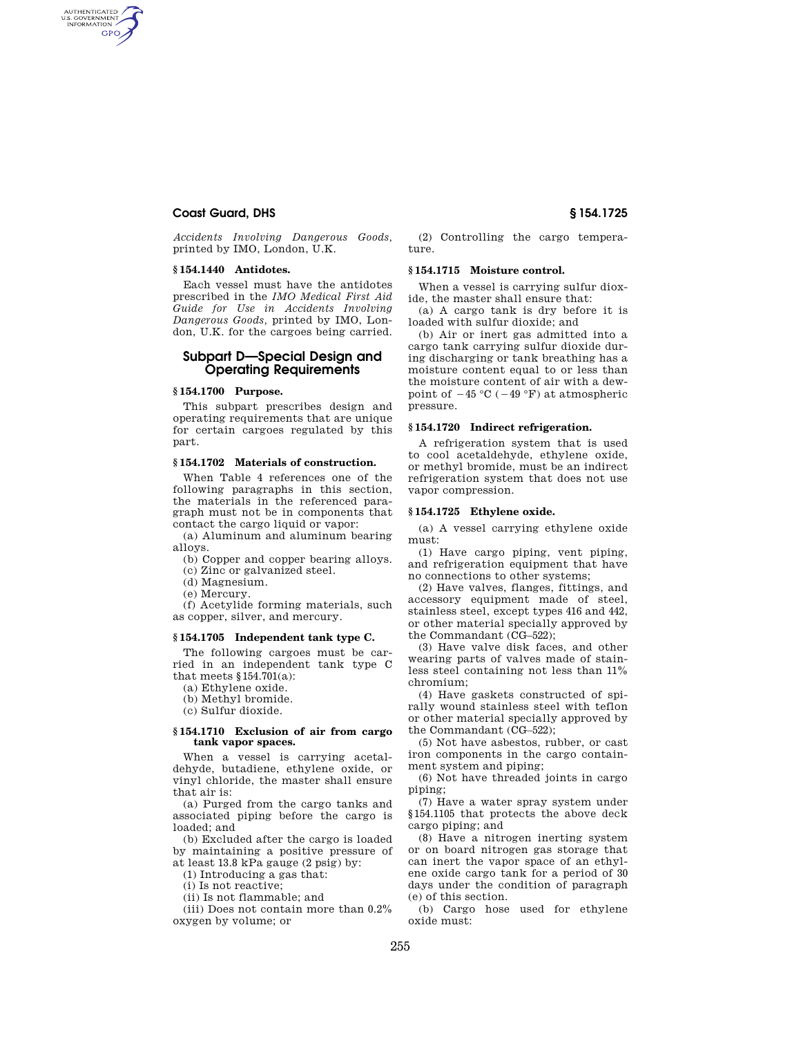*Accidents Involving Dangerous Goods*, printed by IMO, London, U.K.

### § 154.1440 Antidotes.

Each vessel must have the antidotes prescribed in the *IMO Medical First Aid Guide for Use in Accidents Involving Dangerous Goods*, printed by IMO, London, U.K. for the cargoes being carried.

## Subpart D—Special Design and Operating Requirements

### § 154.1700 Purpose.

This subpart prescribes design and operating requirements that are unique for certain cargoes regulated by this part.

### § 154.1702 Materials of construction.

When Table 4 references one of the following paragraphs in this section, the materials in the referenced paragraph must not be in components that contact the cargo liquid or vapor:

(a) Aluminum and aluminum bearing alloys.

(b) Copper and copper bearing alloys.

(c) Zinc or galvanized steel.

(d) Magnesium.

(e) Mercury.

(f) Acetylide forming materials, such as copper, silver, and mercury.

### § 154.1705 Independent tank type C.

The following cargoes must be carried in an independent tank type C that meets §154.701(a):

(a) Ethylene oxide.

(b) Methyl bromide.

(c) Sulfur dioxide.

### § 154.1710 Exclusion of air from cargo tank vapor spaces.

When a vessel is carrying acetaldehyde, butadiene, ethylene oxide, or vinyl chloride, the master shall ensure that air is:

(a) Purged from the cargo tanks and associated piping before the cargo is loaded; and

(b) Excluded after the cargo is loaded by maintaining a positive pressure of at least 13.8 kPa gauge (2 psig) by:

(1) Introducing a gas that:

(i) Is not reactive;

(ii) Is not flammable; and

(iii) Does not contain more than 0.2% oxygen by volume; or

(2) Controlling the cargo temperature.

### § 154.1715 Moisture control.

When a vessel is carrying sulfur dioxide, the master shall ensure that:

(a) A cargo tank is dry before it is loaded with sulfur dioxide; and

(b) Air or inert gas admitted into a cargo tank carrying sulfur dioxide during discharging or tank breathing has a moisture content equal to or less than the moisture content of air with a dewpoint of −45 °C (−49 °F) at atmospheric pressure.

### § 154.1720 Indirect refrigeration.

A refrigeration system that is used to cool acetaldehyde, ethylene oxide, or methyl bromide, must be an indirect refrigeration system that does not use vapor compression.

### § 154.1725 Ethylene oxide.

(a) A vessel carrying ethylene oxide must:

(1) Have cargo piping, vent piping, and refrigeration equipment that have no connections to other systems;

(2) Have valves, flanges, fittings, and accessory equipment made of steel, stainless steel, except types 416 and 442, or other material specially approved by the Commandant (CG–522);

(3) Have valve disk faces, and other wearing parts of valves made of stainless steel containing not less than 11% chromium;

(4) Have gaskets constructed of spirally wound stainless steel with teflon or other material specially approved by the Commandant (CG–522);

(5) Not have asbestos, rubber, or cast iron components in the cargo containment system and piping;

(6) Not have threaded joints in cargo piping;

(7) Have a water spray system under §154.1105 that protects the above deck cargo piping; and

(8) Have a nitrogen inerting system or on board nitrogen gas storage that can inert the vapor space of an ethylene oxide cargo tank for a period of 30 days under the condition of paragraph (e) of this section.

(b) Cargo hose used for ethylene oxide must: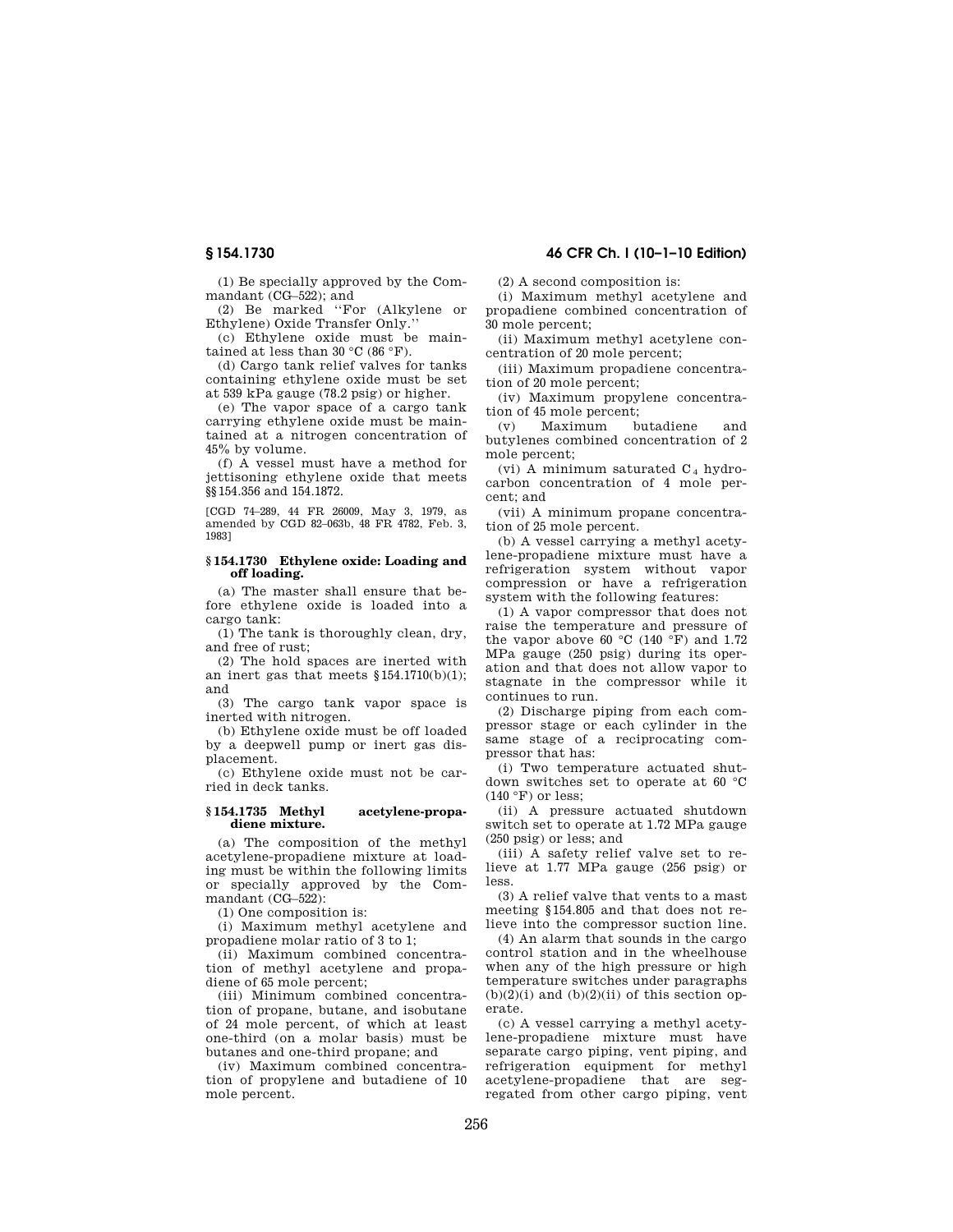(1) Be specially approved by the Commandant (CG–522); and

(2) Be marked ''For (Alkylene or Ethylene) Oxide Transfer Only.''

(c) Ethylene oxide must be maintained at less than 30 °C (86 °F).

(d) Cargo tank relief valves for tanks containing ethylene oxide must be set at 539 kPa gauge (78.2 psig) or higher.

(e) The vapor space of a cargo tank carrying ethylene oxide must be maintained at a nitrogen concentration of 45% by volume.

(f) A vessel must have a method for jettisoning ethylene oxide that meets §§154.356 and 154.1872.

[CGD 74–289, 44 FR 26009, May 3, 1979, as amended by CGD 82–063b, 48 FR 4782, Feb. 3, 1983]

### § 154.1730 Ethylene oxide: Loading and off loading.

(a) The master shall ensure that before ethylene oxide is loaded into a cargo tank:

(1) The tank is thoroughly clean, dry, and free of rust;

(2) The hold spaces are inerted with an inert gas that meets §154.1710(b)(1); and

(3) The cargo tank vapor space is inerted with nitrogen.

(b) Ethylene oxide must be off loaded by a deepwell pump or inert gas displacement.

(c) Ethylene oxide must not be carried in deck tanks.

### § 154.1735 Methyl acetylene-propadiene mixture.

(a) The composition of the methyl acetylene-propadiene mixture at loading must be within the following limits or specially approved by the Commandant (CG–522):

(1) One composition is:

(i) Maximum methyl acetylene and propadiene molar ratio of 3 to 1;

(ii) Maximum combined concentration of methyl acetylene and propadiene of 65 mole percent;

(iii) Minimum combined concentration of propane, butane, and isobutane of 24 mole percent, of which at least one-third (on a molar basis) must be butanes and one-third propane; and

(iv) Maximum combined concentration of propylene and butadiene of 10 mole percent.

(2) A second composition is:

(i) Maximum methyl acetylene and propadiene combined concentration of 30 mole percent;

(ii) Maximum methyl acetylene concentration of 20 mole percent;

(iii) Maximum propadiene concentration of 20 mole percent;

(iv) Maximum propylene concentration of 45 mole percent;

(v) Maximum butadiene and butylenes combined concentration of 2 mole percent;

(vi) A minimum saturated $C_4$ hydrocarbon concentration of 4 mole percent; and

(vii) A minimum propane concentration of 25 mole percent.

(b) A vessel carrying a methyl acetylene-propadiene mixture must have a refrigeration system without vapor compression or have a refrigeration system with the following features:

(1) A vapor compressor that does not raise the temperature and pressure of the vapor above 60 °C (140 °F) and 1.72 MPa gauge (250 psig) during its operation and that does not allow vapor to stagnate in the compressor while it continues to run.

(2) Discharge piping from each compressor stage or each cylinder in the same stage of a reciprocating compressor that has:

(i) Two temperature actuated shutdown switches set to operate at 60 °C (140 °F) or less;

(ii) A pressure actuated shutdown switch set to operate at 1.72 MPa gauge (250 psig) or less; and

(iii) A safety relief valve set to relieve at 1.77 MPa gauge (256 psig) or less.

(3) A relief valve that vents to a mast meeting §154.805 and that does not relieve into the compressor suction line.

(4) An alarm that sounds in the cargo control station and in the wheelhouse when any of the high pressure or high temperature switches under paragraphs (b)(2)(i) and (b)(2)(ii) of this section operate.

(c) A vessel carrying a methyl acetylene-propadiene mixture must have separate cargo piping, vent piping, and refrigeration equipment for methyl acetylene-propadiene that are segregated from other cargo piping, vent